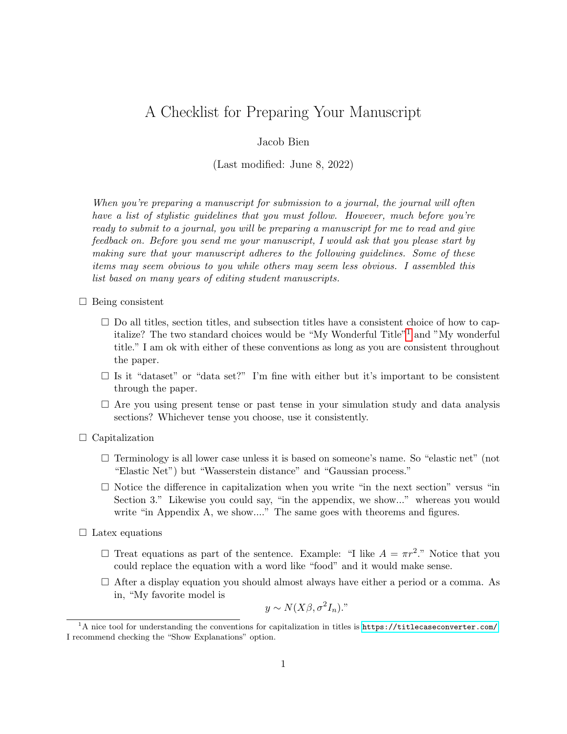# A Checklist for Preparing Your Manuscript

Jacob Bien

(Last modified: June 8, 2022)

*When you're preparing a manuscript for submission to a journal, the journal will often have a list of stylistic guidelines that you must follow. However, much before you're ready to submit to a journal, you will be preparing a manuscript for me to read and give feedback on. Before you send me your manuscript, I would ask that you please start by making sure that your manuscript adheres to the following guidelines. Some of these items may seem obvious to you while others may seem less obvious. I assembled this list based on many years of editing student manuscripts.*

- ☐ Being consistent
  - ☐ Do all titles, section titles, and subsection titles have a consistent choice of how to capitalize? The two standard choices would be "My Wonderful Title"[1] and "My wonderful title." I am ok with either of these conventions as long as you are consistent throughout the paper.
  - ☐ Is it "dataset" or "data set?" I'm fine with either but it's important to be consistent through the paper.
  - ☐ Are you using present tense or past tense in your simulation study and data analysis sections? Whichever tense you choose, use it consistently.
- ☐ Capitalization
  - ☐ Terminology is all lower case unless it is based on someone's name. So "elastic net" (not "Elastic Net") but "Wasserstein distance" and "Gaussian process."
  - ☐ Notice the difference in capitalization when you write "in the next section" versus "in Section 3." Likewise you could say, "in the appendix, we show..." whereas you would write "in Appendix A, we show...." The same goes with theorems and figures.
- ☐ Latex equations
  - ☐ Treat equations as part of the sentence. Example: "I like $A = \pi r^2$." Notice that you could replace the equation with a word like "food" and it would make sense.
  - ☐ After a display equation you should almost always have either a period or a comma. As in, "My favorite model is

$$y \sim N(X\beta, \sigma^2 I_n)."$$

[1] A nice tool for understanding the conventions for capitalization in titles is https://titlecaseconverter.com/ I recommend checking the "Show Explanations" option.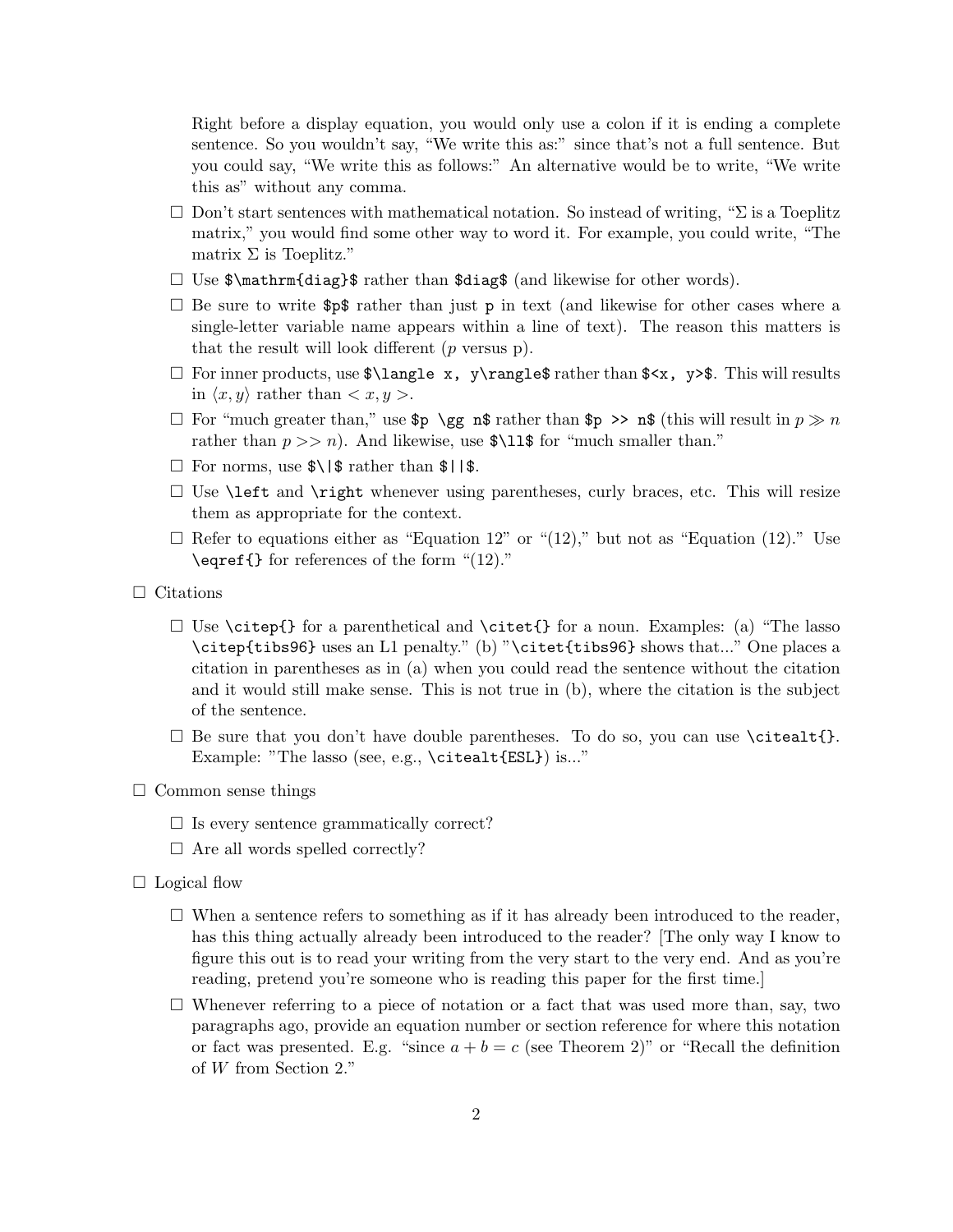Right before a display equation, you would only use a colon if it is ending a complete sentence. So you wouldn't say, "We write this as:" since that's not a full sentence. But you could say, "We write this as follows:" An alternative would be to write, "We write this as" without any comma.

- ☐ Don't start sentences with mathematical notation. So instead of writing, "$\Sigma$ is a Toeplitz matrix," you would find some other way to word it. For example, you could write, "The matrix $\Sigma$ is Toeplitz."
- ☐ Use `$\mathrm{diag}$` rather than `$diag$` (and likewise for other words).
- ☐ Be sure to write `$p$` rather than just `p` in text (and likewise for other cases where a single-letter variable name appears within a line of text). The reason this matters is that the result will look different ($p$ versus p).
- ☐ For inner products, use `$\langle x, y\rangle$` rather than `$<x, y>$`. This will results in $\langle x, y\rangle$ rather than $< x, y >$.
- ☐ For "much greater than," use `$p \gg n$` rather than `$p >> n$` (this will result in $p \gg n$ rather than $p >> n$). And likewise, use `$\ll$` for "much smaller than."
- ☐ For norms, use `$\|$` rather than `$||$`.
- ☐ Use `\left` and `\right` whenever using parentheses, curly braces, etc. This will resize them as appropriate for the context.
- ☐ Refer to equations either as "Equation 12" or "(12)," but not as "Equation (12)." Use `\eqref{}` for references of the form "(12)."

☐ Citations

- ☐ Use `\citep{}` for a parenthetical and `\citet{}` for a noun. Examples: (a) "The lasso `\citep{tibs96}` uses an L1 penalty." (b) "`\citet{tibs96}` shows that..." One places a citation in parentheses as in (a) when you could read the sentence without the citation and it would still make sense. This is not true in (b), where the citation is the subject of the sentence.
- ☐ Be sure that you don't have double parentheses. To do so, you can use `\citealt{}`. Example: "The lasso (see, e.g., `\citealt{ESL}`) is..."

☐ Common sense things

- ☐ Is every sentence grammatically correct?
- ☐ Are all words spelled correctly?

☐ Logical flow

- ☐ When a sentence refers to something as if it has already been introduced to the reader, has this thing actually already been introduced to the reader? [The only way I know to figure this out is to read your writing from the very start to the very end. And as you're reading, pretend you're someone who is reading this paper for the first time.]
- ☐ Whenever referring to a piece of notation or a fact that was used more than, say, two paragraphs ago, provide an equation number or section reference for where this notation or fact was presented. E.g. "since $a + b = c$ (see Theorem 2)" or "Recall the definition of $W$ from Section 2."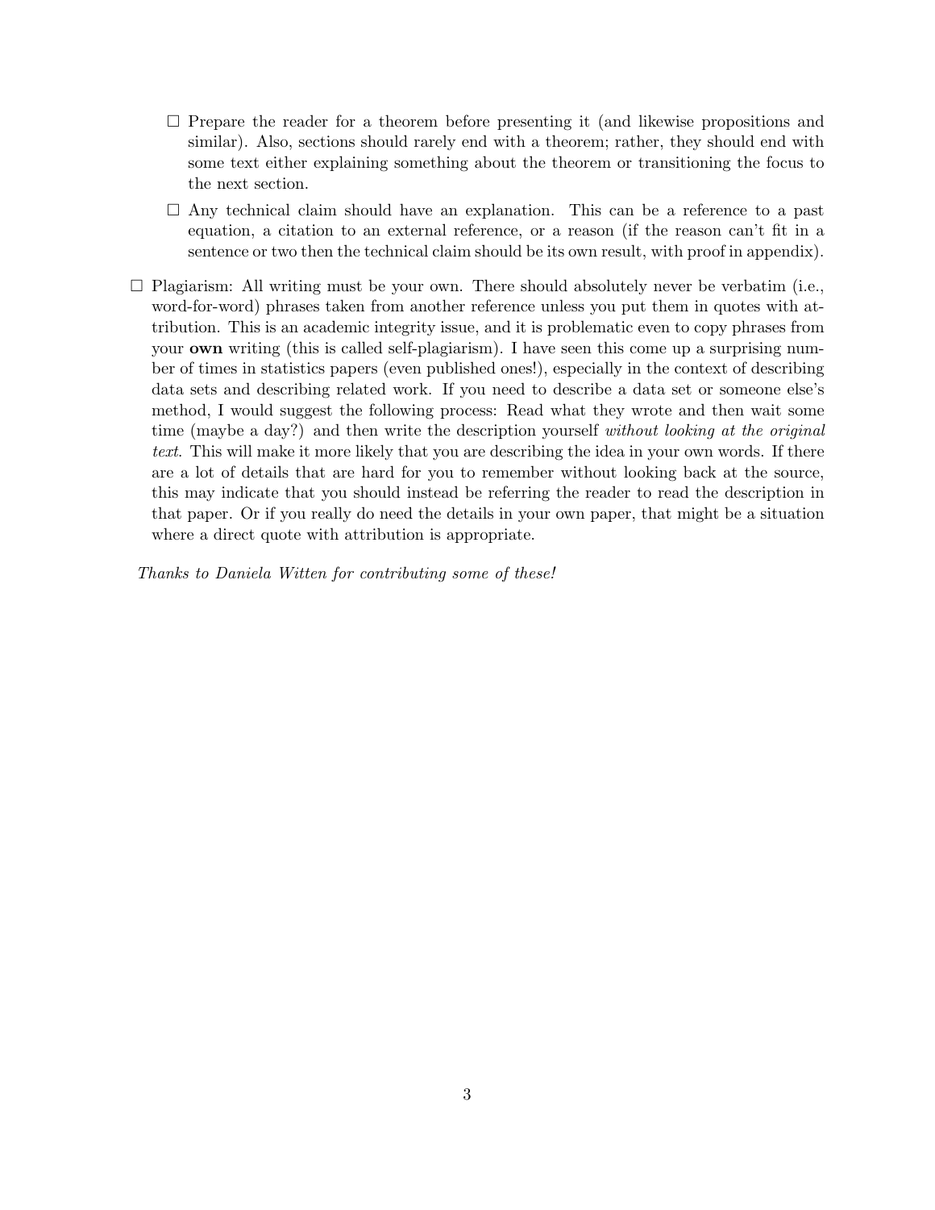- ☐ Prepare the reader for a theorem before presenting it (and likewise propositions and similar). Also, sections should rarely end with a theorem; rather, they should end with some text either explaining something about the theorem or transitioning the focus to the next section.
- ☐ Any technical claim should have an explanation. This can be a reference to a past equation, a citation to an external reference, or a reason (if the reason can't fit in a sentence or two then the technical claim should be its own result, with proof in appendix).

☐ Plagiarism: All writing must be your own. There should absolutely never be verbatim (i.e., word-for-word) phrases taken from another reference unless you put them in quotes with attribution. This is an academic integrity issue, and it is problematic even to copy phrases from your **own** writing (this is called self-plagiarism). I have seen this come up a surprising number of times in statistics papers (even published ones!), especially in the context of describing data sets and describing related work. If you need to describe a data set or someone else's method, I would suggest the following process: Read what they wrote and then wait some time (maybe a day?) and then write the description yourself *without looking at the original text*. This will make it more likely that you are describing the idea in your own words. If there are a lot of details that are hard for you to remember without looking back at the source, this may indicate that you should instead be referring the reader to read the description in that paper. Or if you really do need the details in your own paper, that might be a situation where a direct quote with attribution is appropriate.

*Thanks to Daniela Witten for contributing some of these!*